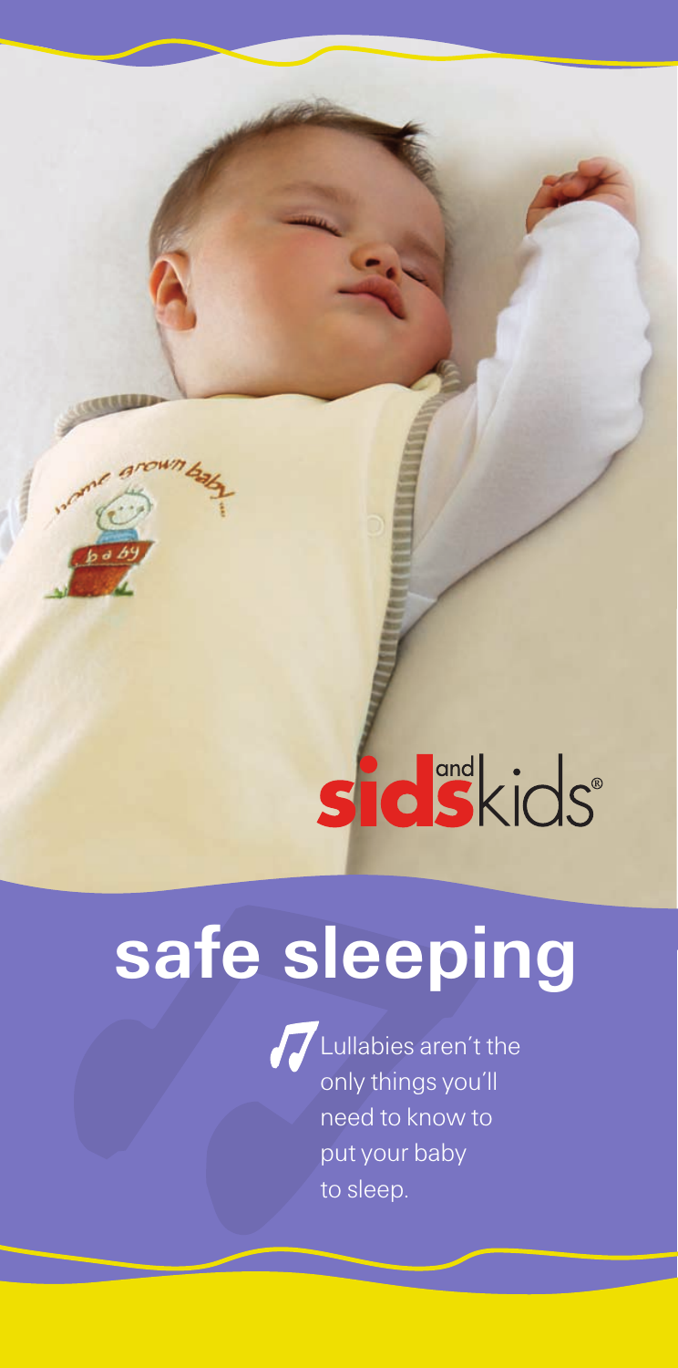sids and kids®

# safe sleeping

Lullabies aren't the only things you'll need to know to put your baby to sleep.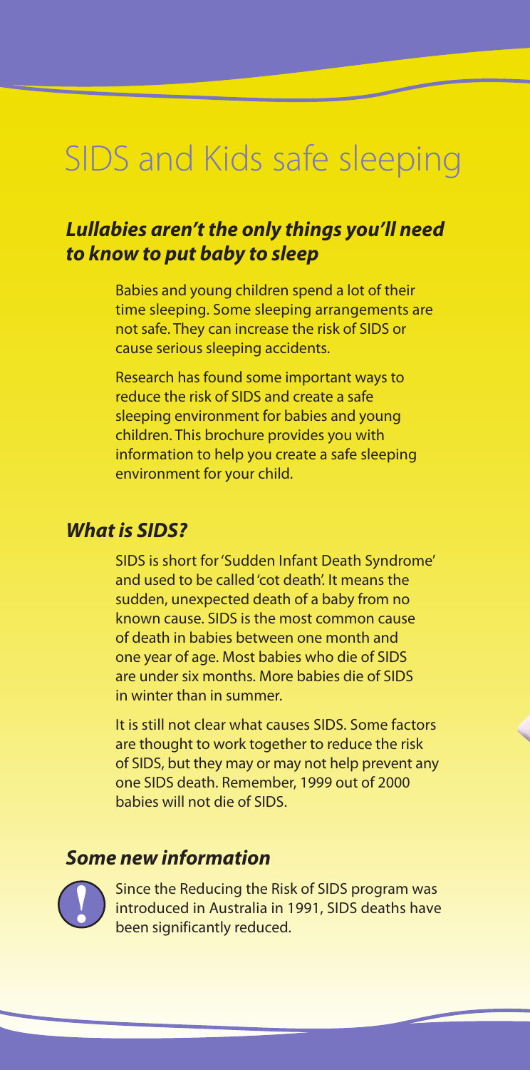# SIDS and Kids safe sleeping

## *Lullabies aren't the only things you'll need to know to put baby to sleep*

Babies and young children spend a lot of their time sleeping. Some sleeping arrangements are not safe. They can increase the risk of SIDS or cause serious sleeping accidents.

Research has found some important ways to reduce the risk of SIDS and create a safe sleeping environment for babies and young children. This brochure provides you with information to help you create a safe sleeping environment for your child.

## *What is SIDS?*

SIDS is short for 'Sudden Infant Death Syndrome' and used to be called 'cot death'. It means the sudden, unexpected death of a baby from no known cause. SIDS is the most common cause of death in babies between one month and one year of age. Most babies who die of SIDS are under six months. More babies die of SIDS in winter than in summer.

It is still not clear what causes SIDS. Some factors are thought to work together to reduce the risk of SIDS, but they may or may not help prevent any one SIDS death. Remember, 1999 out of 2000 babies will not die of SIDS.

## *Some new information*

Since the Reducing the Risk of SIDS program was introduced in Australia in 1991, SIDS deaths have been significantly reduced.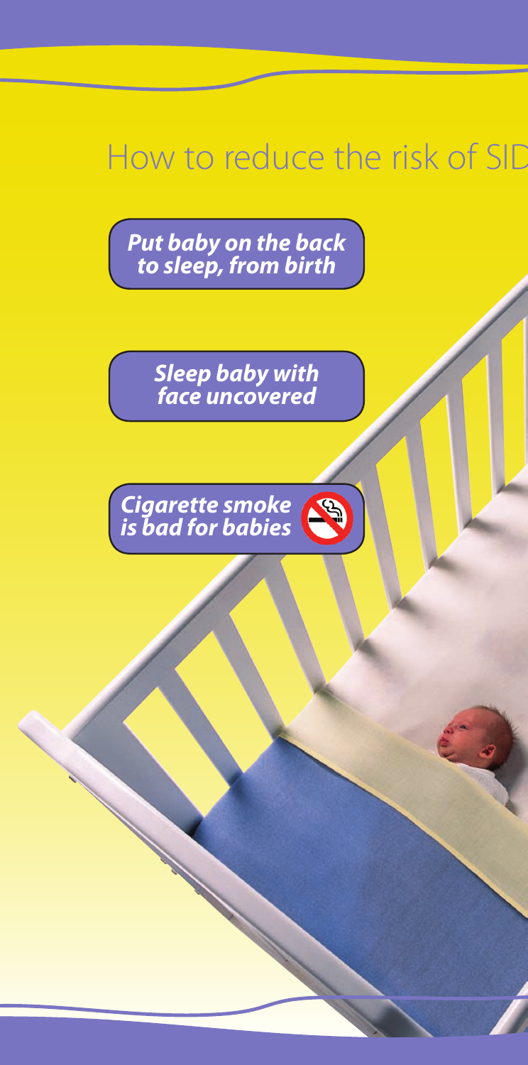# How to reduce the risk of SID

***Put baby on the back to sleep, from birth***

***Sleep baby with face uncovered***

***Cigarette smoke is bad for babies***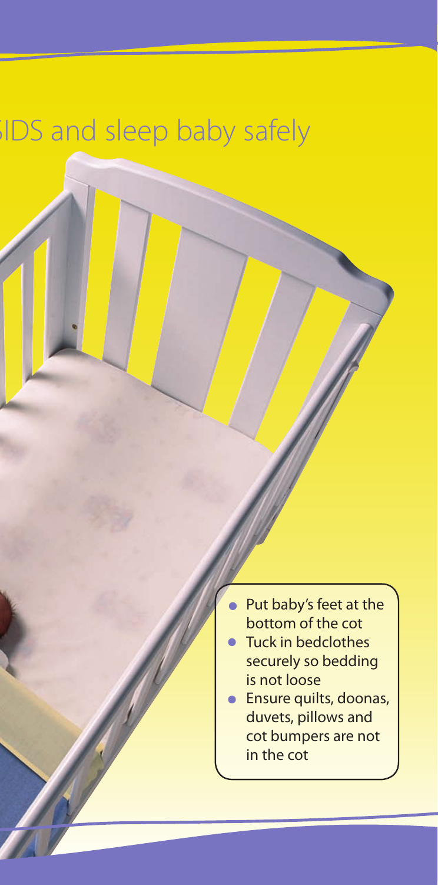# IDS and sleep baby safely

- Put baby's feet at the bottom of the cot
- Tuck in bedclothes securely so bedding is not loose
- Ensure quilts, doonas, duvets, pillows and cot bumpers are not in the cot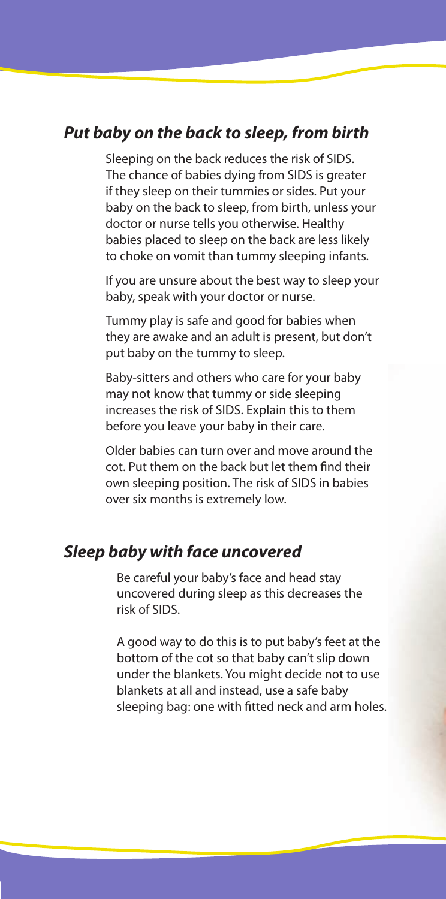## ***Put baby on the back to sleep, from birth***

Sleeping on the back reduces the risk of SIDS. The chance of babies dying from SIDS is greater if they sleep on their tummies or sides. Put your baby on the back to sleep, from birth, unless your doctor or nurse tells you otherwise. Healthy babies placed to sleep on the back are less likely to choke on vomit than tummy sleeping infants.

If you are unsure about the best way to sleep your baby, speak with your doctor or nurse.

Tummy play is safe and good for babies when they are awake and an adult is present, but don't put baby on the tummy to sleep.

Baby-sitters and others who care for your baby may not know that tummy or side sleeping increases the risk of SIDS. Explain this to them before you leave your baby in their care.

Older babies can turn over and move around the cot. Put them on the back but let them find their own sleeping position. The risk of SIDS in babies over six months is extremely low.

## ***Sleep baby with face uncovered***

Be careful your baby's face and head stay uncovered during sleep as this decreases the risk of SIDS.

A good way to do this is to put baby's feet at the bottom of the cot so that baby can't slip down under the blankets. You might decide not to use blankets at all and instead, use a safe baby sleeping bag: one with fitted neck and arm holes.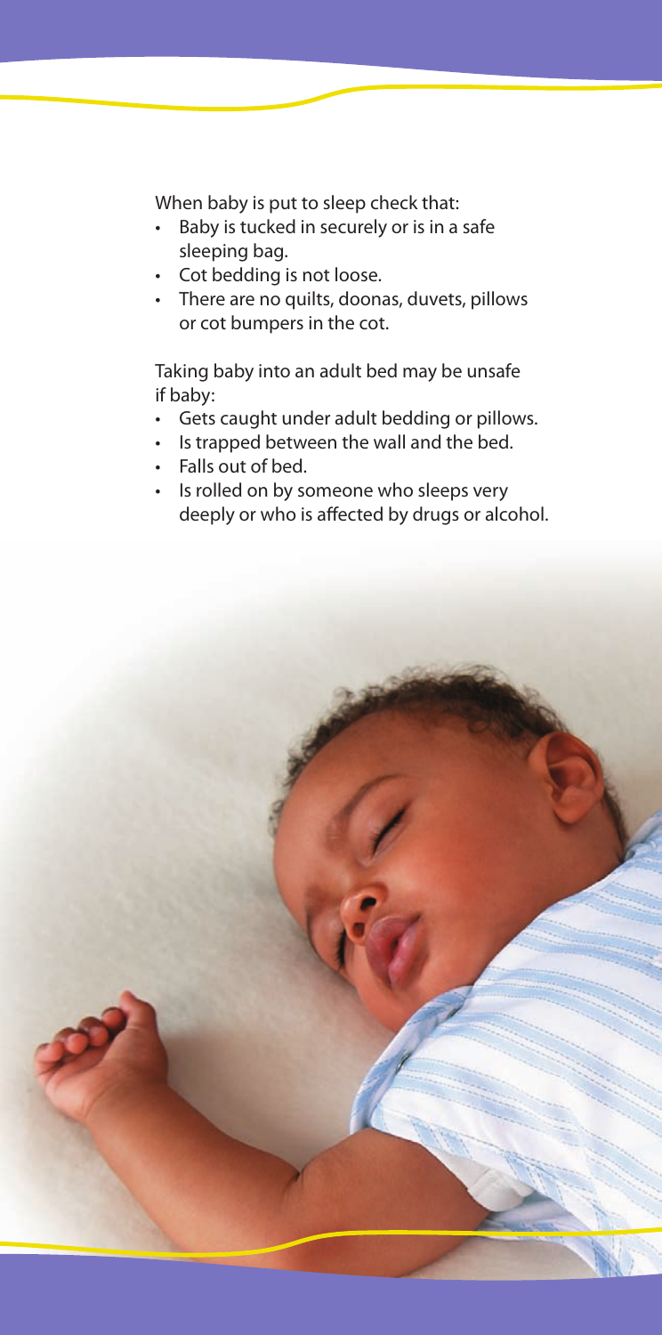When baby is put to sleep check that:

- Baby is tucked in securely or is in a safe sleeping bag.
- Cot bedding is not loose.
- There are no quilts, doonas, duvets, pillows or cot bumpers in the cot.

Taking baby into an adult bed may be unsafe if baby:

- Gets caught under adult bedding or pillows.
- Is trapped between the wall and the bed.
- Falls out of bed.
- Is rolled on by someone who sleeps very deeply or who is affected by drugs or alcohol.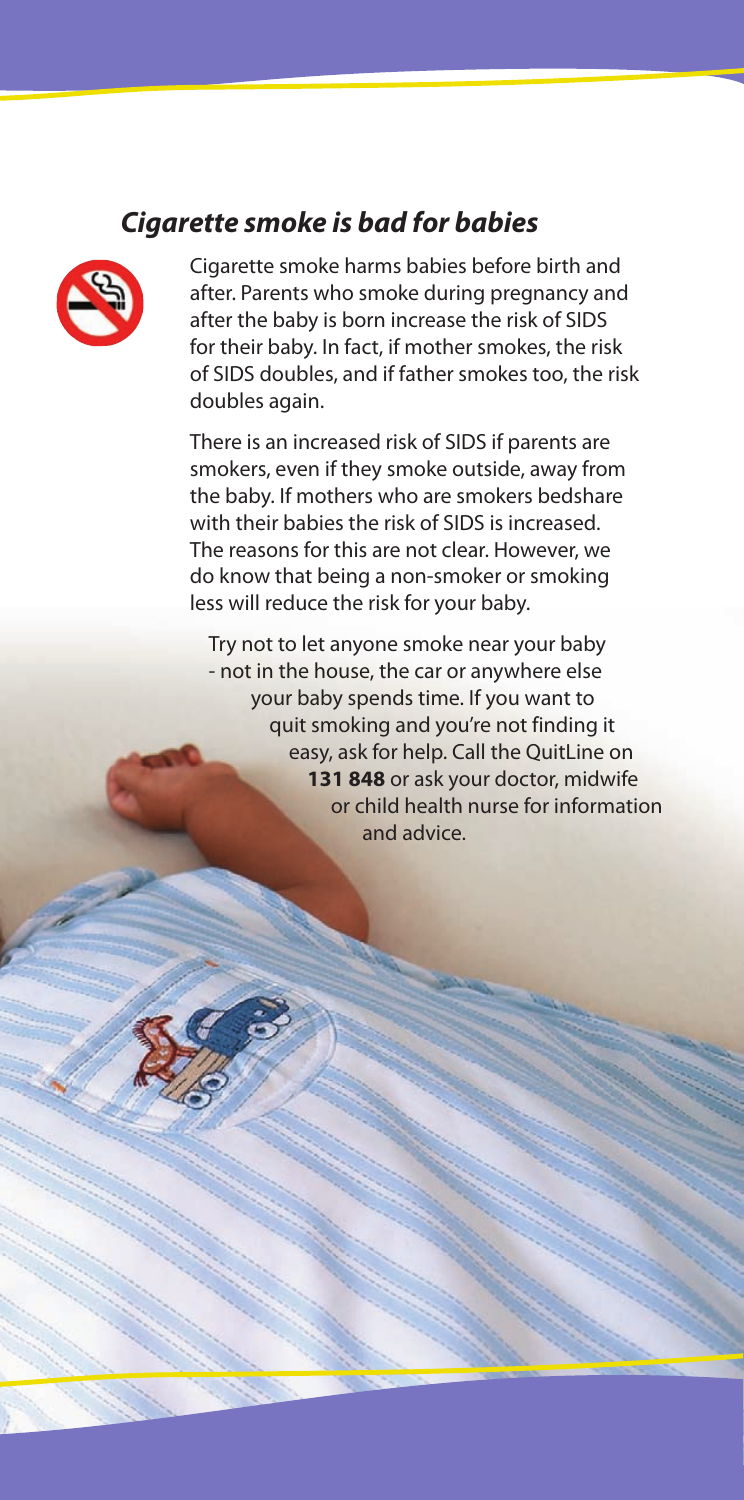## ***Cigarette smoke is bad for babies***

Cigarette smoke harms babies before birth and after. Parents who smoke during pregnancy and after the baby is born increase the risk of SIDS for their baby. In fact, if mother smokes, the risk of SIDS doubles, and if father smokes too, the risk doubles again.

There is an increased risk of SIDS if parents are smokers, even if they smoke outside, away from the baby. If mothers who are smokers bedshare with their babies the risk of SIDS is increased. The reasons for this are not clear. However, we do know that being a non-smoker or smoking less will reduce the risk for your baby.

Try not to let anyone smoke near your baby - not in the house, the car or anywhere else your baby spends time. If you want to quit smoking and you're not finding it easy, ask for help. Call the QuitLine on **131 848** or ask your doctor, midwife or child health nurse for information and advice.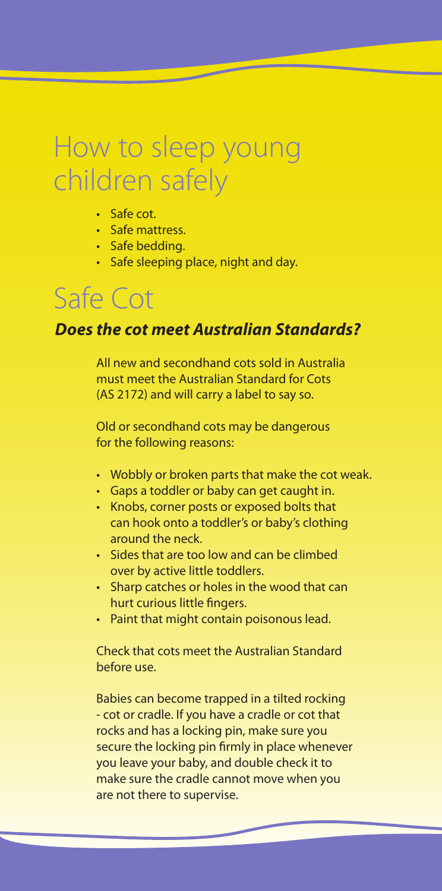# How to sleep young children safely

- Safe cot.
- Safe mattress.
- Safe bedding.
- Safe sleeping place, night and day.

# Safe Cot

### ***Does the cot meet Australian Standards?***

All new and secondhand cots sold in Australia must meet the Australian Standard for Cots (AS 2172) and will carry a label to say so.

Old or secondhand cots may be dangerous for the following reasons:

- Wobbly or broken parts that make the cot weak.
- Gaps a toddler or baby can get caught in.
- Knobs, corner posts or exposed bolts that can hook onto a toddler's or baby's clothing around the neck.
- Sides that are too low and can be climbed over by active little toddlers.
- Sharp catches or holes in the wood that can hurt curious little fingers.
- Paint that might contain poisonous lead.

Check that cots meet the Australian Standard before use.

Babies can become trapped in a tilted rocking - cot or cradle. If you have a cradle or cot that rocks and has a locking pin, make sure you secure the locking pin firmly in place whenever you leave your baby, and double check it to make sure the cradle cannot move when you are not there to supervise.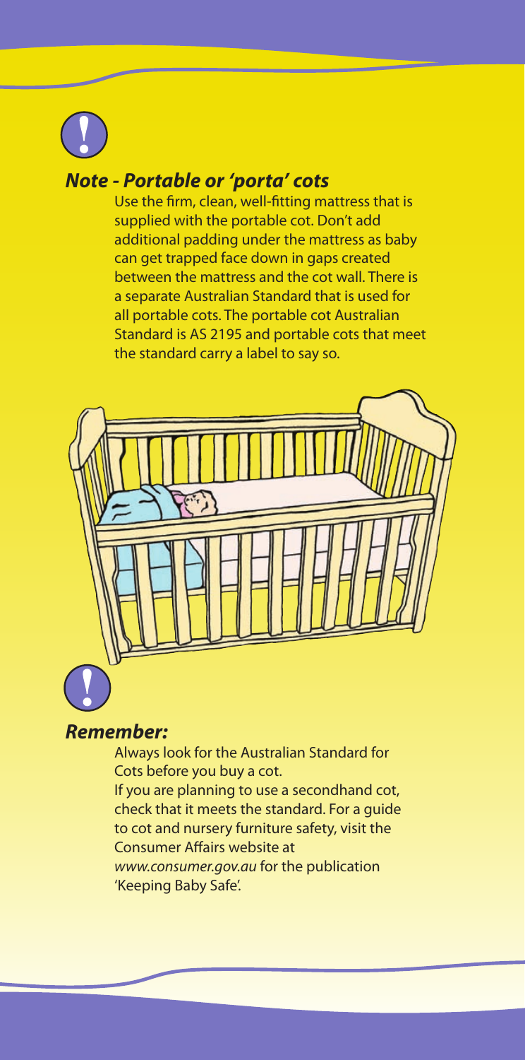### *Note - Portable or 'porta' cots*

Use the firm, clean, well-fitting mattress that is supplied with the portable cot. Don't add additional padding under the mattress as baby can get trapped face down in gaps created between the mattress and the cot wall. There is a separate Australian Standard that is used for all portable cots. The portable cot Australian Standard is AS 2195 and portable cots that meet the standard carry a label to say so.

### *Remember:*

Always look for the Australian Standard for Cots before you buy a cot.

If you are planning to use a secondhand cot, check that it meets the standard. For a guide to cot and nursery furniture safety, visit the Consumer Affairs website at *www.consumer.gov.au* for the publication 'Keeping Baby Safe'.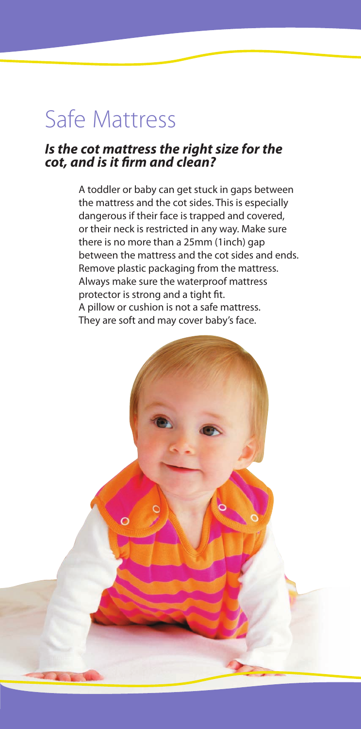# Safe Mattress

***Is the cot mattress the right size for the cot, and is it firm and clean?***

A toddler or baby can get stuck in gaps between the mattress and the cot sides. This is especially dangerous if their face is trapped and covered, or their neck is restricted in any way. Make sure there is no more than a 25mm (1inch) gap between the mattress and the cot sides and ends. Remove plastic packaging from the mattress. Always make sure the waterproof mattress protector is strong and a tight fit. A pillow or cushion is not a safe mattress. They are soft and may cover baby's face.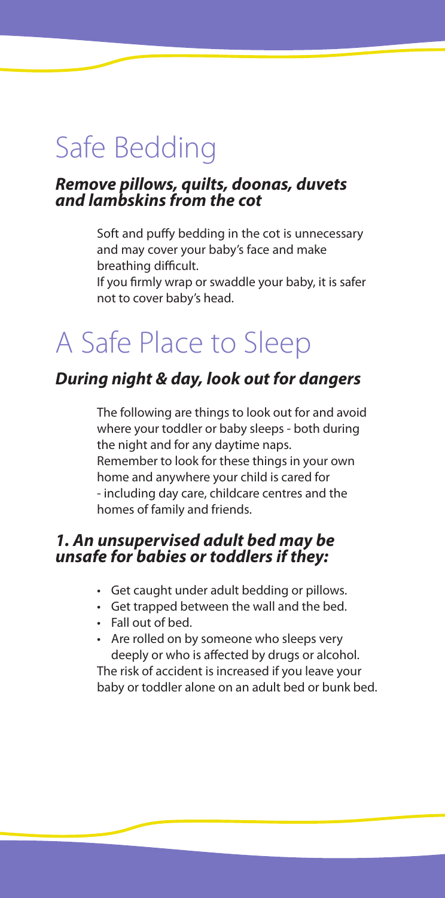# Safe Bedding

### *Remove pillows, quilts, doonas, duvets and lambskins from the cot*

Soft and puffy bedding in the cot is unnecessary and may cover your baby's face and make breathing difficult.
If you firmly wrap or swaddle your baby, it is safer not to cover baby's head.

# A Safe Place to Sleep

### *During night & day, look out for dangers*

The following are things to look out for and avoid where your toddler or baby sleeps - both during the night and for any daytime naps.
Remember to look for these things in your own home and anywhere your child is cared for - including day care, childcare centres and the homes of family and friends.

### *1. An unsupervised adult bed may be unsafe for babies or toddlers if they:*

- Get caught under adult bedding or pillows.
- Get trapped between the wall and the bed.
- Fall out of bed.
- Are rolled on by someone who sleeps very deeply or who is affected by drugs or alcohol.

The risk of accident is increased if you leave your baby or toddler alone on an adult bed or bunk bed.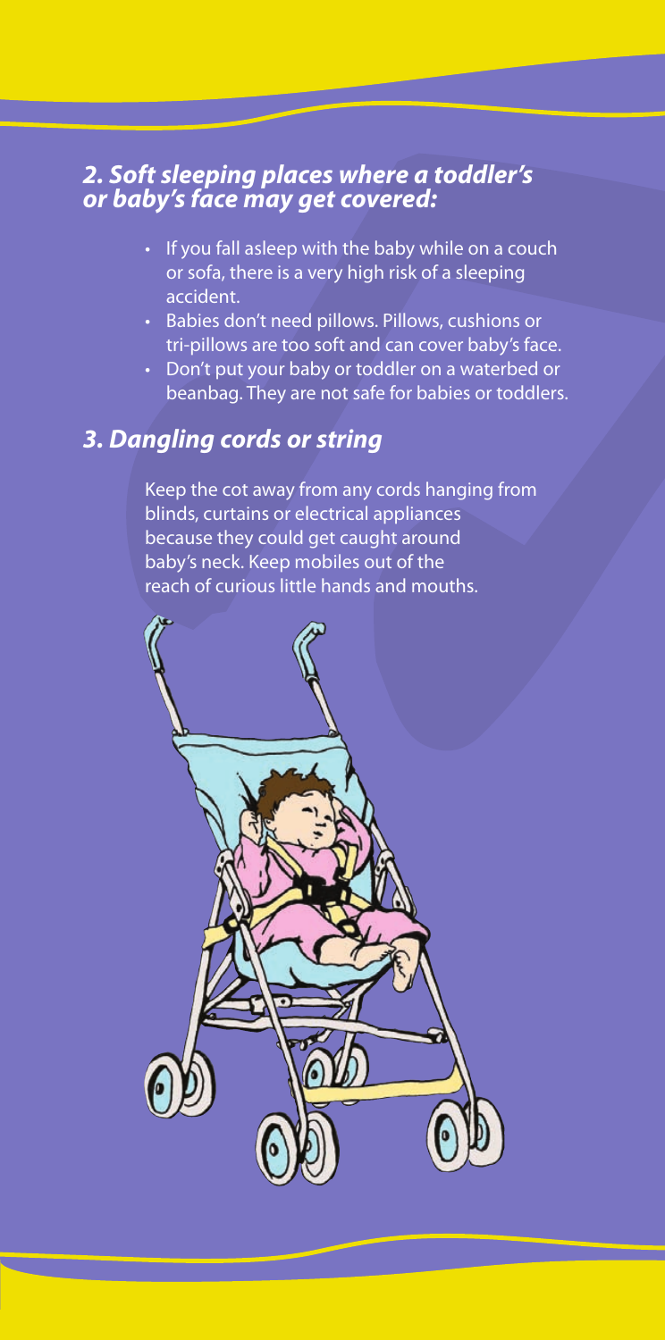## *2. Soft sleeping places where a toddler's or baby's face may get covered:*

- If you fall asleep with the baby while on a couch or sofa, there is a very high risk of a sleeping accident.
- Babies don't need pillows. Pillows, cushions or tri-pillows are too soft and can cover baby's face.
- Don't put your baby or toddler on a waterbed or beanbag. They are not safe for babies or toddlers.

## *3. Dangling cords or string*

Keep the cot away from any cords hanging from blinds, curtains or electrical appliances because they could get caught around baby's neck. Keep mobiles out of the reach of curious little hands and mouths.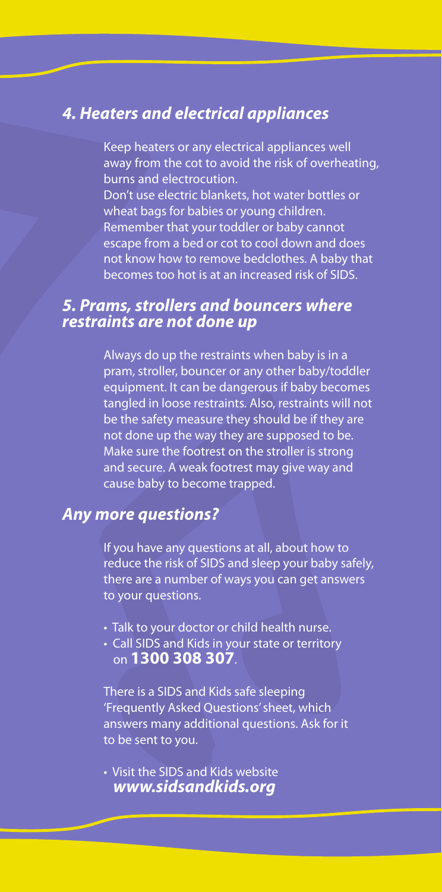## *4. Heaters and electrical appliances*

Keep heaters or any electrical appliances well away from the cot to avoid the risk of overheating, burns and electrocution.

Don't use electric blankets, hot water bottles or wheat bags for babies or young children. Remember that your toddler or baby cannot escape from a bed or cot to cool down and does not know how to remove bedclothes. A baby that becomes too hot is at an increased risk of SIDS.

## *5. Prams, strollers and bouncers where restraints are not done up*

Always do up the restraints when baby is in a pram, stroller, bouncer or any other baby/toddler equipment. It can be dangerous if baby becomes tangled in loose restraints. Also, restraints will not be the safety measure they should be if they are not done up the way they are supposed to be. Make sure the footrest on the stroller is strong and secure. A weak footrest may give way and cause baby to become trapped.

## *Any more questions?*

If you have any questions at all, about how to reduce the risk of SIDS and sleep your baby safely, there are a number of ways you can get answers to your questions.

- Talk to your doctor or child health nurse.
- Call SIDS and Kids in your state or territory on **1300 308 307**.

There is a SIDS and Kids safe sleeping 'Frequently Asked Questions' sheet, which answers many additional questions. Ask for it to be sent to you.

- Visit the SIDS and Kids website ***www.sidsandkids.org***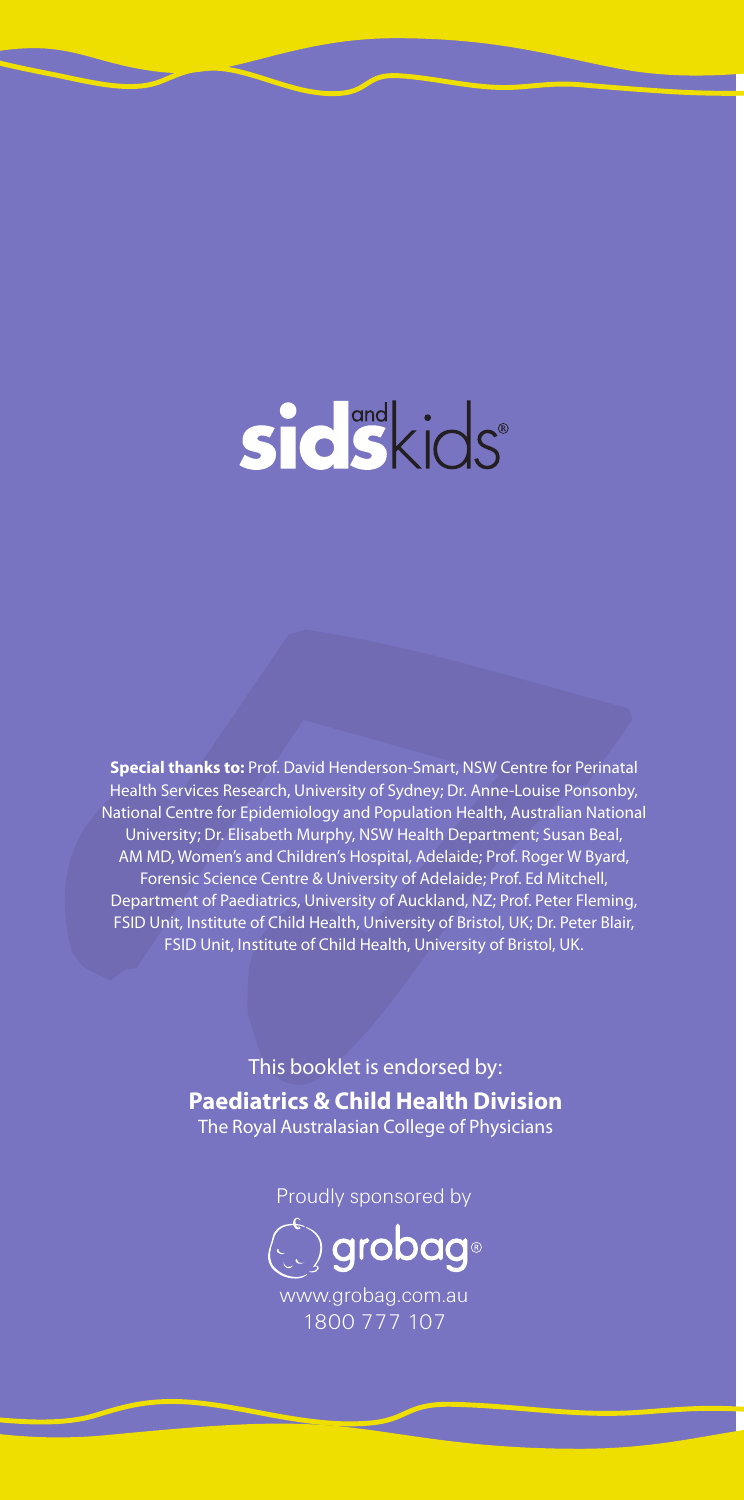sidsandkids®

**Special thanks to:** Prof. David Henderson-Smart, NSW Centre for Perinatal Health Services Research, University of Sydney; Dr. Anne-Louise Ponsonby, National Centre for Epidemiology and Population Health, Australian National University; Dr. Elisabeth Murphy, NSW Health Department; Susan Beal, AM MD, Women's and Children's Hospital, Adelaide; Prof. Roger W Byard, Forensic Science Centre & University of Adelaide; Prof. Ed Mitchell, Department of Paediatrics, University of Auckland, NZ; Prof. Peter Fleming, FSID Unit, Institute of Child Health, University of Bristol, UK; Dr. Peter Blair, FSID Unit, Institute of Child Health, University of Bristol, UK.

This booklet is endorsed by:

**Paediatrics & Child Health Division**

The Royal Australasian College of Physicians

Proudly sponsored by

grobag®

www.grobag.com.au

1800 777 107